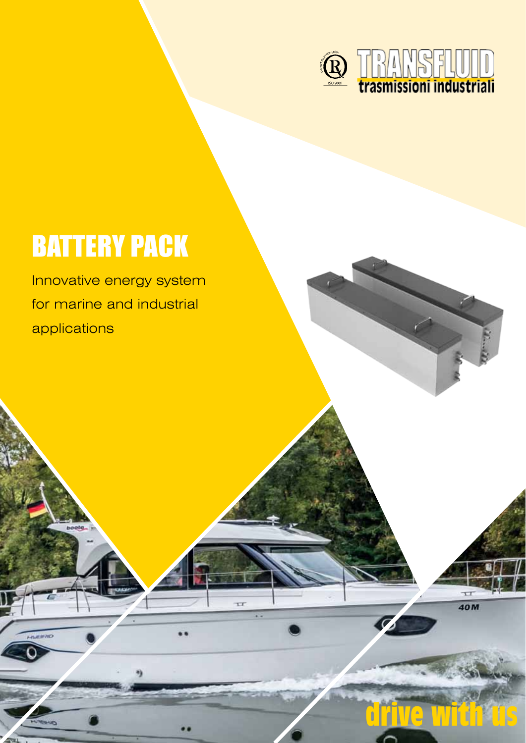TRANSFLUID
trasmissioni industriali

# BATTERY PACK

Innovative energy system for marine and industrial applications

drive with us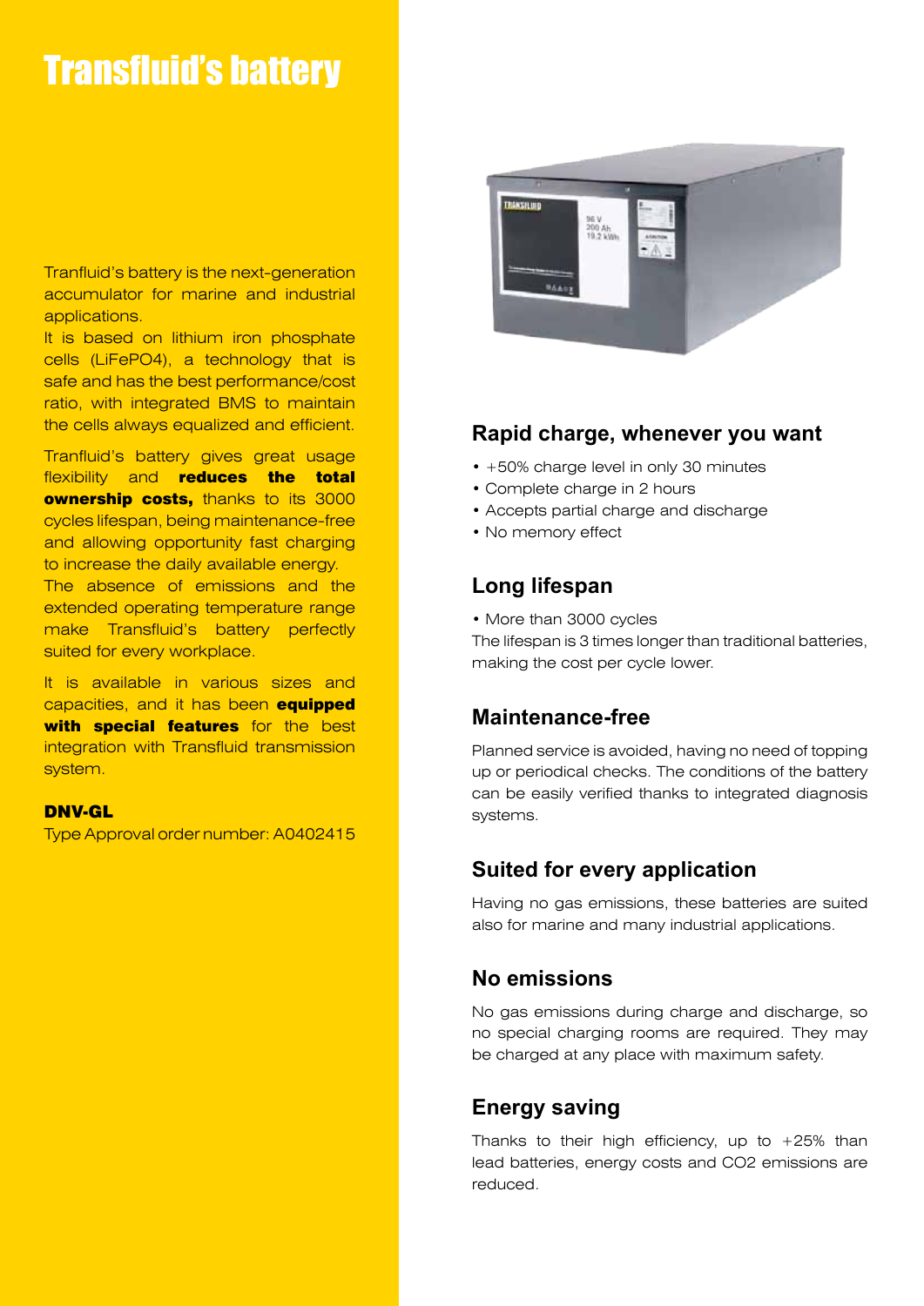# Transfluid's battery

Tranfluid's battery is the next-generation accumulator for marine and industrial applications.
It is based on lithium iron phosphate cells (LiFePO4), a technology that is safe and has the best performance/cost ratio, with integrated BMS to maintain the cells always equalized and efficient.

Tranfluid's battery gives great usage flexibility and **reduces the total ownership costs,** thanks to its 3000 cycles lifespan, being maintenance-free and allowing opportunity fast charging to increase the daily available energy.
The absence of emissions and the extended operating temperature range make Transfluid's battery perfectly suited for every workplace.

It is available in various sizes and capacities, and it has been **equipped with special features** for the best integration with Transfluid transmission system.

**DNV-GL**
Type Approval order number: A0402415

## Rapid charge, whenever you want

- +50% charge level in only 30 minutes
- Complete charge in 2 hours
- Accepts partial charge and discharge
- No memory effect

## Long lifespan

- More than 3000 cycles

The lifespan is 3 times longer than traditional batteries, making the cost per cycle lower.

## Maintenance-free

Planned service is avoided, having no need of topping up or periodical checks. The conditions of the battery can be easily verified thanks to integrated diagnosis systems.

## Suited for every application

Having no gas emissions, these batteries are suited also for marine and many industrial applications.

## No emissions

No gas emissions during charge and discharge, so no special charging rooms are required. They may be charged at any place with maximum safety.

## Energy saving

Thanks to their high efficiency, up to +25% than lead batteries, energy costs and $CO_2$ emissions are reduced.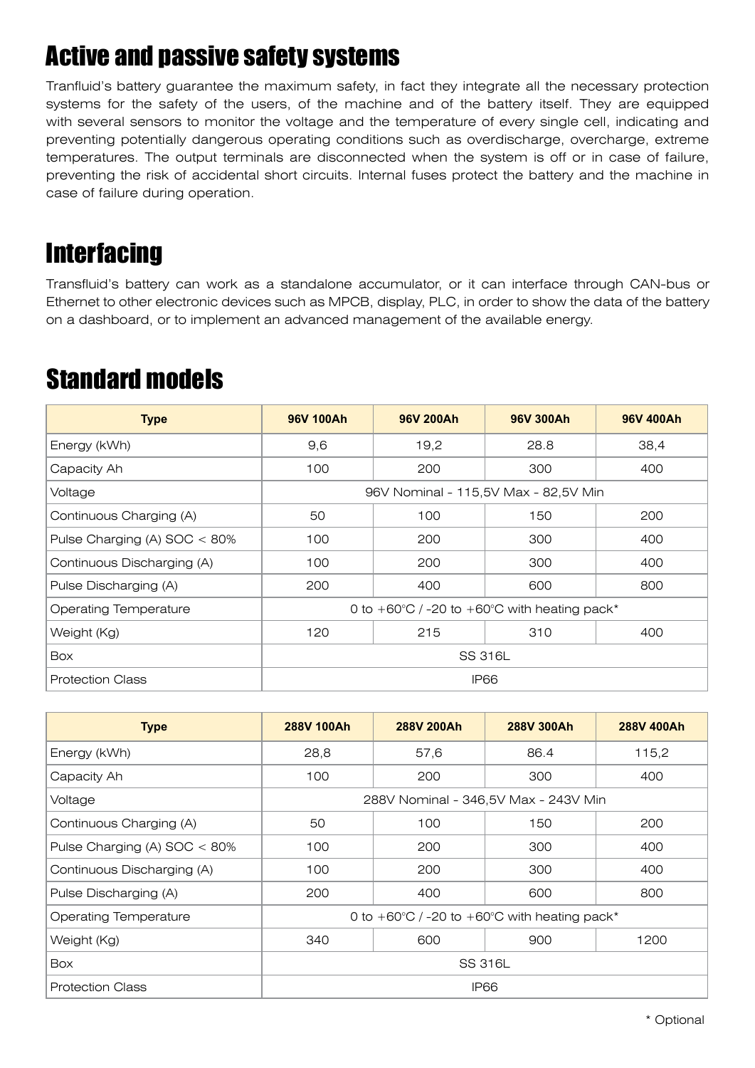# Active and passive safety systems

Tranfluid's battery guarantee the maximum safety, in fact they integrate all the necessary protection systems for the safety of the users, of the machine and of the battery itself. They are equipped with several sensors to monitor the voltage and the temperature of every single cell, indicating and preventing potentially dangerous operating conditions such as overdischarge, overcharge, extreme temperatures. The output terminals are disconnected when the system is off or in case of failure, preventing the risk of accidental short circuits. Internal fuses protect the battery and the machine in case of failure during operation.

# Interfacing

Transfluid's battery can work as a standalone accumulator, or it can interface through CAN-bus or Ethernet to other electronic devices such as MPCB, display, PLC, in order to show the data of the battery on a dashboard, or to implement an advanced management of the available energy.

# Standard models

| Type | 96V 100Ah | 96V 200Ah | 96V 300Ah | 96V 400Ah |
|---|---|---|---|---|
| Energy (kWh) | 9,6 | 19,2 | 28.8 | 38,4 |
| Capacity Ah | 100 | 200 | 300 | 400 |
| Voltage | 96V Nominal - 115,5V Max - 82,5V Min | | | |
| Continuous Charging (A) | 50 | 100 | 150 | 200 |
| Pulse Charging (A) SOC < 80% | 100 | 200 | 300 | 400 |
| Continuous Discharging (A) | 100 | 200 | 300 | 400 |
| Pulse Discharging (A) | 200 | 400 | 600 | 800 |
| Operating Temperature | 0 to +60°C / -20 to +60°C with heating pack* | | | |
| Weight (Kg) | 120 | 215 | 310 | 400 |
| Box | SS 316L | | | |
| Protection Class | IP66 | | | |

| Type | 288V 100Ah | 288V 200Ah | 288V 300Ah | 288V 400Ah |
|---|---|---|---|---|
| Energy (kWh) | 28,8 | 57,6 | 86.4 | 115,2 |
| Capacity Ah | 100 | 200 | 300 | 400 |
| Voltage | 288V Nominal - 346,5V Max - 243V Min | | | |
| Continuous Charging (A) | 50 | 100 | 150 | 200 |
| Pulse Charging (A) SOC < 80% | 100 | 200 | 300 | 400 |
| Continuous Discharging (A) | 100 | 200 | 300 | 400 |
| Pulse Discharging (A) | 200 | 400 | 600 | 800 |
| Operating Temperature | 0 to +60°C / -20 to +60°C with heating pack* | | | |
| Weight (Kg) | 340 | 600 | 900 | 1200 |
| Box | SS 316L | | | |
| Protection Class | IP66 | | | |

* Optional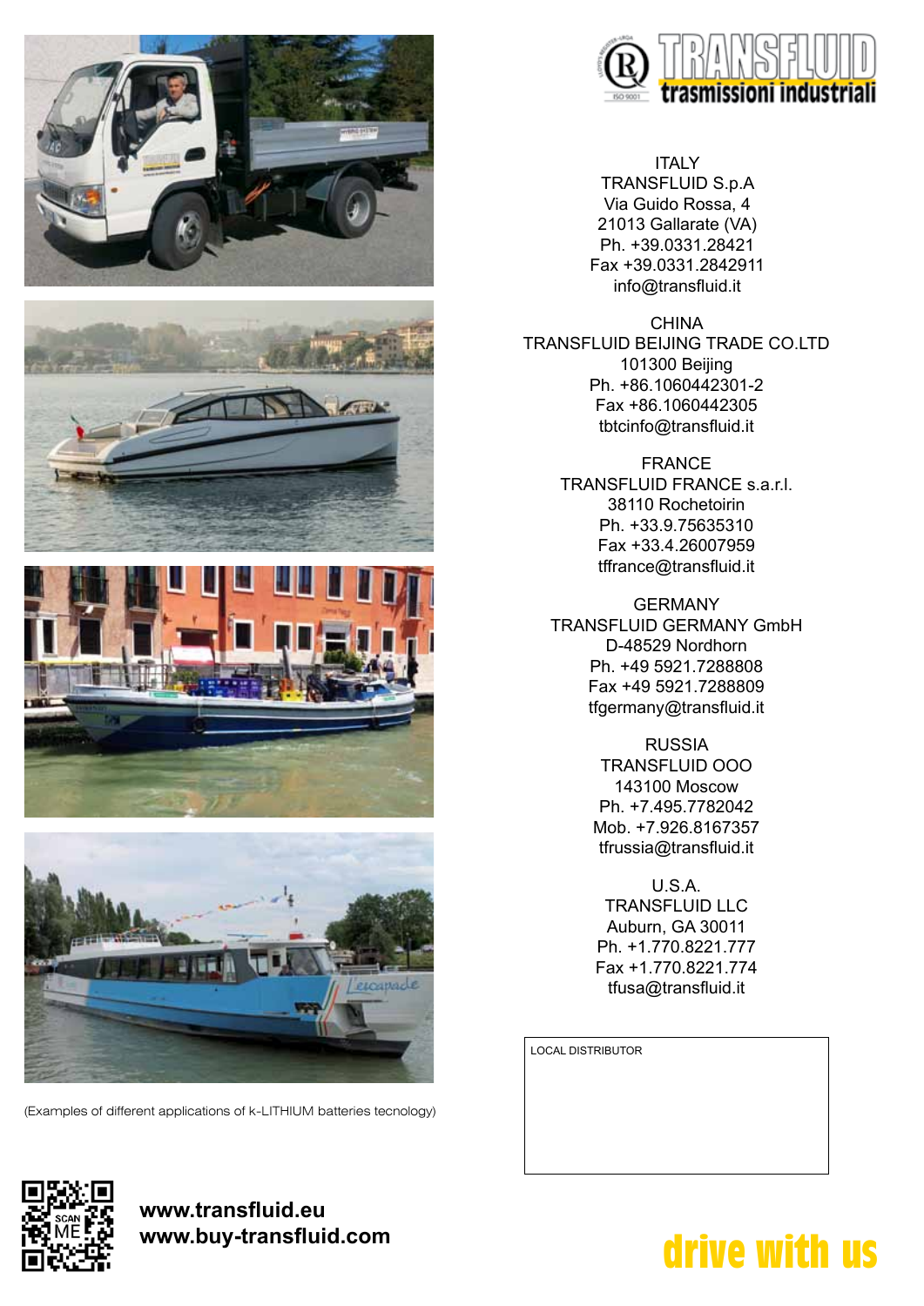(Examples of different applications of k-LITHIUM batteries tecnology)

**TRANSFLUID**
**trasmissioni industriali**

ITALY
TRANSFLUID S.p.A
Via Guido Rossa, 4
21013 Gallarate (VA)
Ph. +39.0331.28421
Fax +39.0331.2842911
info@transfluid.it

CHINA
TRANSFLUID BEIJING TRADE CO.LTD
101300 Beijing
Ph. +86.1060442301-2
Fax +86.1060442305
tbtcinfo@transfluid.it

FRANCE
TRANSFLUID FRANCE s.a.r.l.
38110 Rochetoirin
Ph. +33.9.75635310
Fax +33.4.26007959
tffrance@transfluid.it

GERMANY
TRANSFLUID GERMANY GmbH
D-48529 Nordhorn
Ph. +49 5921.7288808
Fax +49 5921.7288809
tfgermany@transfluid.it

RUSSIA
TRANSFLUID OOO
143100 Moscow
Ph. +7.495.7782042
Mob. +7.926.8167357
tfrussia@transfluid.it

U.S.A.
TRANSFLUID LLC
Auburn, GA 30011
Ph. +1.770.8221.777
Fax +1.770.8221.774
tfusa@transfluid.it

LOCAL DISTRIBUTOR

**www.transfluid.eu**
**www.buy-transfluid.com**

**drive with us**